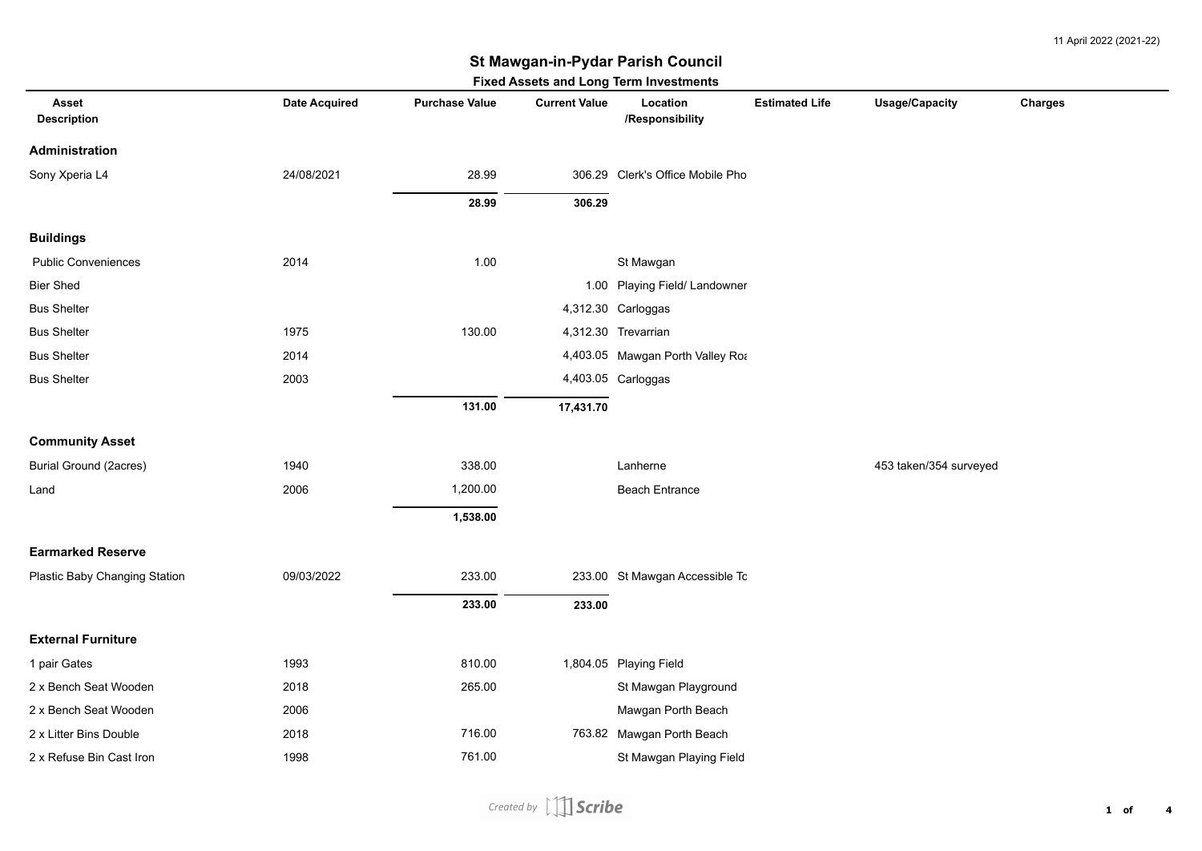11 April 2022 (2021-22)

# St Mawgan-in-Pydar Parish Council

## Fixed Assets and Long Term Investments

| Asset Description | Date Acquired | Purchase Value | Current Value | Location /Responsibility | Estimated Life | Usage/Capacity | Charges |
|---|---|---|---|---|---|---|---|
| **Administration** | | | | | | | |
| Sony Xperia L4 | 24/08/2021 | 28.99 | 306.29 | Clerk's Office Mobile Pho | | | |
| | | **28.99** | **306.29** | | | | |
| **Buildings** | | | | | | | |
| Public Conveniences | 2014 | 1.00 | | St Mawgan | | | |
| Bier Shed | | | 1.00 | Playing Field/ Landowner | | | |
| Bus Shelter | | | 4,312.30 | Carloggas | | | |
| Bus Shelter | 1975 | 130.00 | 4,312.30 | Trevarrian | | | |
| Bus Shelter | 2014 | | 4,403.05 | Mawgan Porth Valley Roa | | | |
| Bus Shelter | 2003 | | 4,403.05 | Carloggas | | | |
| | | **131.00** | **17,431.70** | | | | |
| **Community Asset** | | | | | | | |
| Burial Ground (2acres) | 1940 | 338.00 | | Lanherne | | 453 taken/354 surveyed | |
| Land | 2006 | 1,200.00 | | Beach Entrance | | | |
| | | **1,538.00** | | | | | |
| **Earmarked Reserve** | | | | | | | |
| Plastic Baby Changing Station | 09/03/2022 | 233.00 | 233.00 | St Mawgan Accessible To | | | |
| | | **233.00** | **233.00** | | | | |
| **External Furniture** | | | | | | | |
| 1 pair Gates | 1993 | 810.00 | 1,804.05 | Playing Field | | | |
| 2 x Bench Seat Wooden | 2018 | 265.00 | | St Mawgan Playground | | | |
| 2 x Bench Seat Wooden | 2006 | | | Mawgan Porth Beach | | | |
| 2 x Litter Bins Double | 2018 | 716.00 | 763.82 | Mawgan Porth Beach | | | |
| 2 x Refuse Bin Cast Iron | 1998 | 761.00 | | St Mawgan Playing Field | | | |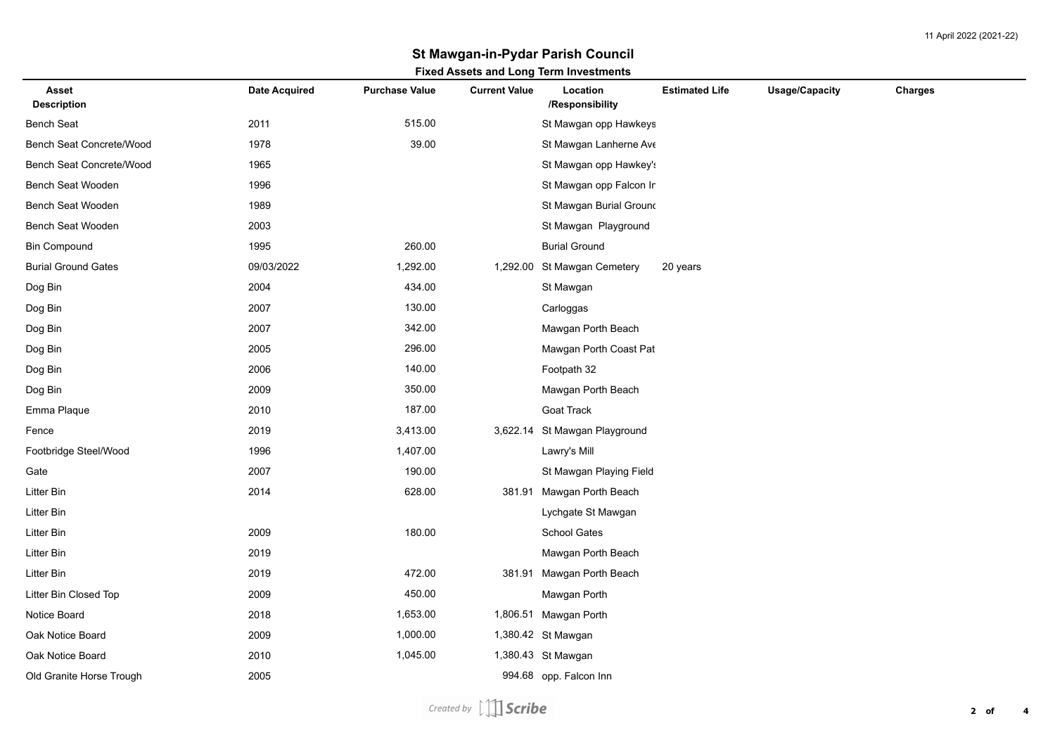## St Mawgan-in-Pydar Parish Council

### Fixed Assets and Long Term Investments

| Asset Description | Date Acquired | Purchase Value | Current Value | Location /Responsibility | Estimated Life | Usage/Capacity | Charges |
|---|---|---|---|---|---|---|---|
| Bench Seat | 2011 | 515.00 | | St Mawgan opp Hawkeys | | | |
| Bench Seat Concrete/Wood | 1978 | 39.00 | | St Mawgan Lanherne Ave | | | |
| Bench Seat Concrete/Wood | 1965 | | | St Mawgan opp Hawkey's | | | |
| Bench Seat Wooden | 1996 | | | St Mawgan opp Falcon In | | | |
| Bench Seat Wooden | 1989 | | | St Mawgan Burial Ground | | | |
| Bench Seat Wooden | 2003 | | | St Mawgan Playground | | | |
| Bin Compound | 1995 | 260.00 | | Burial Ground | | | |
| Burial Ground Gates | 09/03/2022 | 1,292.00 | 1,292.00 | St Mawgan Cemetery | 20 years | | |
| Dog Bin | 2004 | 434.00 | | St Mawgan | | | |
| Dog Bin | 2007 | 130.00 | | Carloggas | | | |
| Dog Bin | 2007 | 342.00 | | Mawgan Porth Beach | | | |
| Dog Bin | 2005 | 296.00 | | Mawgan Porth Coast Pat | | | |
| Dog Bin | 2006 | 140.00 | | Footpath 32 | | | |
| Dog Bin | 2009 | 350.00 | | Mawgan Porth Beach | | | |
| Emma Plaque | 2010 | 187.00 | | Goat Track | | | |
| Fence | 2019 | 3,413.00 | 3,622.14 | St Mawgan Playground | | | |
| Footbridge Steel/Wood | 1996 | 1,407.00 | | Lawry's Mill | | | |
| Gate | 2007 | 190.00 | | St Mawgan Playing Field | | | |
| Litter Bin | 2014 | 628.00 | 381.91 | Mawgan Porth Beach | | | |
| Litter Bin | | | | Lychgate St Mawgan | | | |
| Litter Bin | 2009 | 180.00 | | School Gates | | | |
| Litter Bin | 2019 | | | Mawgan Porth Beach | | | |
| Litter Bin | 2019 | 472.00 | 381.91 | Mawgan Porth Beach | | | |
| Litter Bin Closed Top | 2009 | 450.00 | | Mawgan Porth | | | |
| Notice Board | 2018 | 1,653.00 | 1,806.51 | Mawgan Porth | | | |
| Oak Notice Board | 2009 | 1,000.00 | 1,380.42 | St Mawgan | | | |
| Oak Notice Board | 2010 | 1,045.00 | 1,380.43 | St Mawgan | | | |
| Old Granite Horse Trough | 2005 | | 994.68 | opp. Falcon Inn | | | |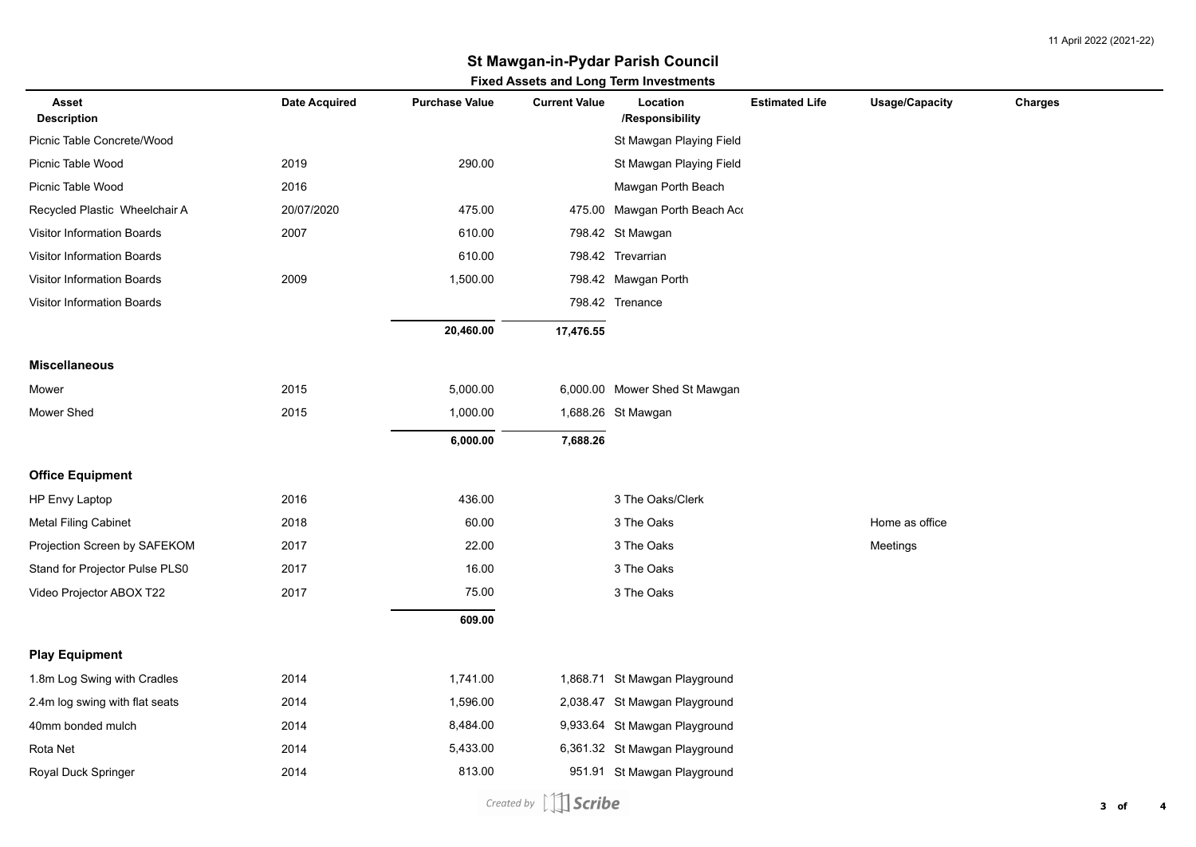# St Mawgan-in-Pydar Parish Council

## Fixed Assets and Long Term Investments

| Asset Description | Date Acquired | Purchase Value | Current Value | Location /Responsibility | Estimated Life | Usage/Capacity | Charges |
|---|---|---|---|---|---|---|---|
| Picnic Table Concrete/Wood | | | | St Mawgan Playing Field | | | |
| Picnic Table Wood | 2019 | 290.00 | | St Mawgan Playing Field | | | |
| Picnic Table Wood | 2016 | | | Mawgan Porth Beach | | | |
| Recycled Plastic Wheelchair A | 20/07/2020 | 475.00 | 475.00 | Mawgan Porth Beach Acc | | | |
| Visitor Information Boards | 2007 | 610.00 | 798.42 | St Mawgan | | | |
| Visitor Information Boards | | 610.00 | 798.42 | Trevarrian | | | |
| Visitor Information Boards | 2009 | 1,500.00 | 798.42 | Mawgan Porth | | | |
| Visitor Information Boards | | | 798.42 | Trenance | | | |
| | | **20,460.00** | **17,476.55** | | | | |
| **Miscellaneous** | | | | | | | |
| Mower | 2015 | 5,000.00 | 6,000.00 | Mower Shed St Mawgan | | | |
| Mower Shed | 2015 | 1,000.00 | 1,688.26 | St Mawgan | | | |
| | | **6,000.00** | **7,688.26** | | | | |
| **Office Equipment** | | | | | | | |
| HP Envy Laptop | 2016 | 436.00 | | 3 The Oaks/Clerk | | | |
| Metal Filing Cabinet | 2018 | 60.00 | | 3 The Oaks | | Home as office | |
| Projection Screen by SAFEKOM | 2017 | 22.00 | | 3 The Oaks | | Meetings | |
| Stand for Projector Pulse PLS0 | 2017 | 16.00 | | 3 The Oaks | | | |
| Video Projector ABOX T22 | 2017 | 75.00 | | 3 The Oaks | | | |
| | | **609.00** | | | | | |
| **Play Equipment** | | | | | | | |
| 1.8m Log Swing with Cradles | 2014 | 1,741.00 | 1,868.71 | St Mawgan Playground | | | |
| 2.4m log swing with flat seats | 2014 | 1,596.00 | 2,038.47 | St Mawgan Playground | | | |
| 40mm bonded mulch | 2014 | 8,484.00 | 9,933.64 | St Mawgan Playground | | | |
| Rota Net | 2014 | 5,433.00 | 6,361.32 | St Mawgan Playground | | | |
| Royal Duck Springer | 2014 | 813.00 | 951.91 | St Mawgan Playground | | | |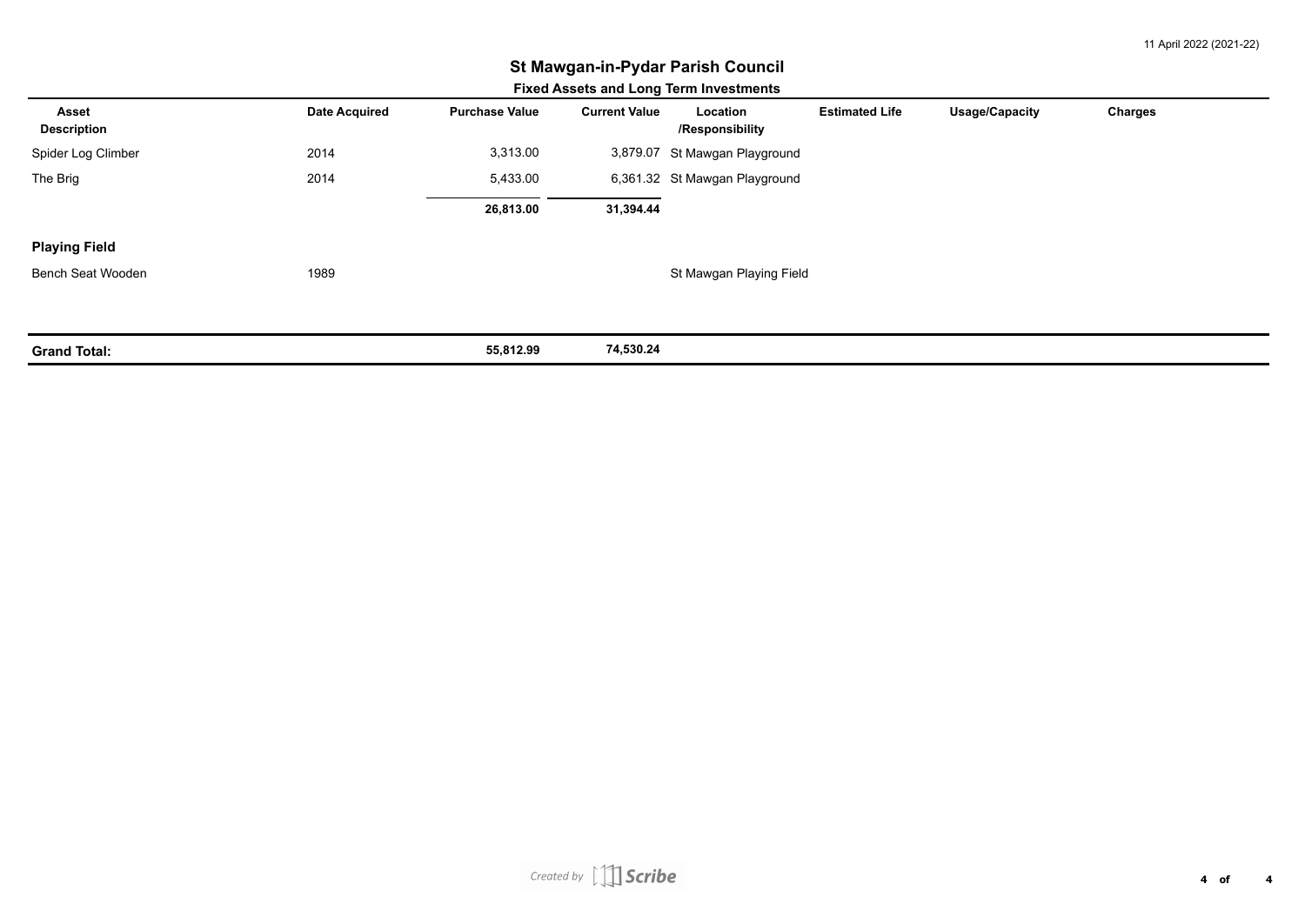## St Mawgan-in-Pydar Parish Council

### Fixed Assets and Long Term Investments

| Asset Description | Date Acquired | Purchase Value | Current Value | Location /Responsibility | Estimated Life | Usage/Capacity | Charges |
|---|---|---|---|---|---|---|---|
| Spider Log Climber | 2014 | 3,313.00 | 3,879.07 | St Mawgan Playground | | | |
| The Brig | 2014 | 5,433.00 | 6,361.32 | St Mawgan Playground | | | |
| | | **26,813.00** | **31,394.44** | | | | |
| **Playing Field** | | | | | | | |
| Bench Seat Wooden | 1989 | | | St Mawgan Playing Field | | | |
| **Grand Total:** | | **55,812.99** | **74,530.24** | | | | |